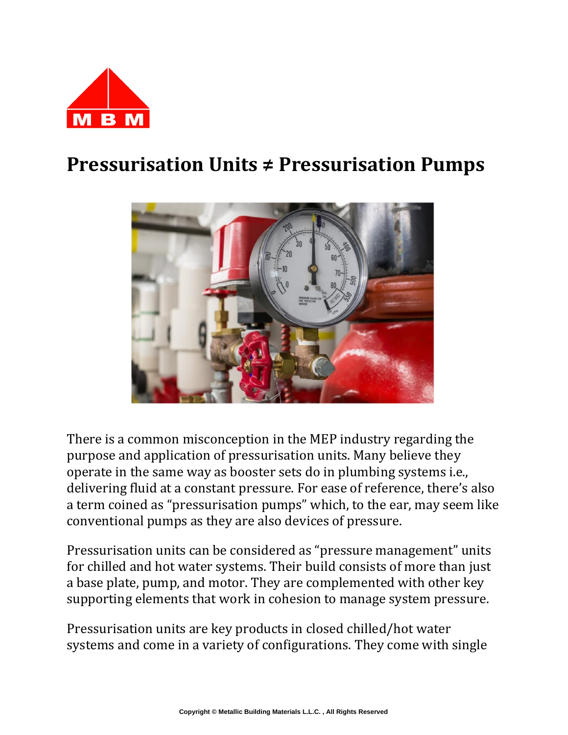# Pressurisation Units ≠ Pressurisation Pumps

There is a common misconception in the MEP industry regarding the purpose and application of pressurisation units. Many believe they operate in the same way as booster sets do in plumbing systems i.e., delivering fluid at a constant pressure. For ease of reference, there's also a term coined as "pressurisation pumps" which, to the ear, may seem like conventional pumps as they are also devices of pressure.

Pressurisation units can be considered as "pressure management" units for chilled and hot water systems. Their build consists of more than just a base plate, pump, and motor. They are complemented with other key supporting elements that work in cohesion to manage system pressure.

Pressurisation units are key products in closed chilled/hot water systems and come in a variety of configurations. They come with single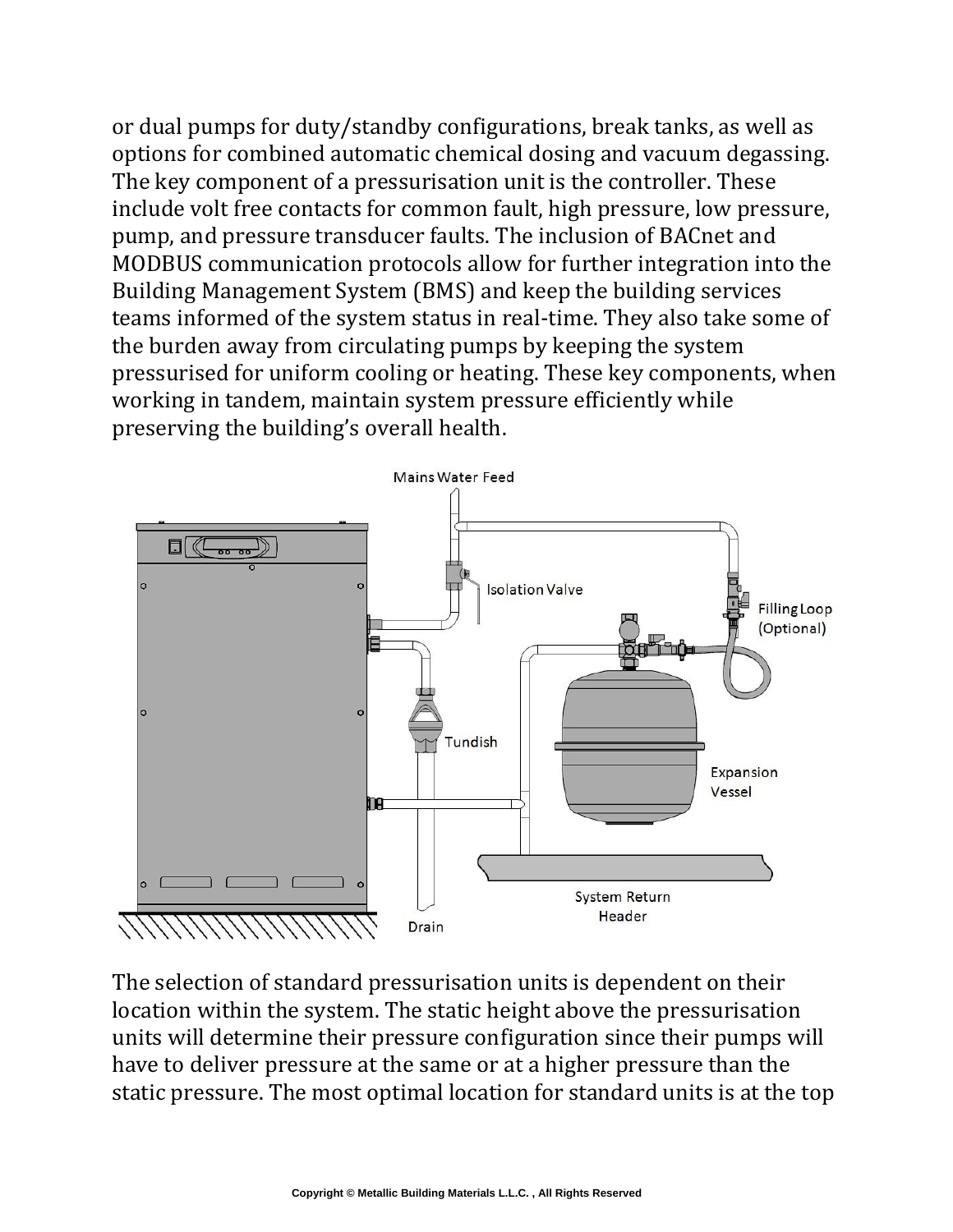or dual pumps for duty/standby configurations, break tanks, as well as options for combined automatic chemical dosing and vacuum degassing. The key component of a pressurisation unit is the controller. These include volt free contacts for common fault, high pressure, low pressure, pump, and pressure transducer faults. The inclusion of BACnet and MODBUS communication protocols allow for further integration into the Building Management System (BMS) and keep the building services teams informed of the system status in real-time. They also take some of the burden away from circulating pumps by keeping the system pressurised for uniform cooling or heating. These key components, when working in tandem, maintain system pressure efficiently while preserving the building's overall health.

The selection of standard pressurisation units is dependent on their location within the system. The static height above the pressurisation units will determine their pressure configuration since their pumps will have to deliver pressure at the same or at a higher pressure than the static pressure. The most optimal location for standard units is at the top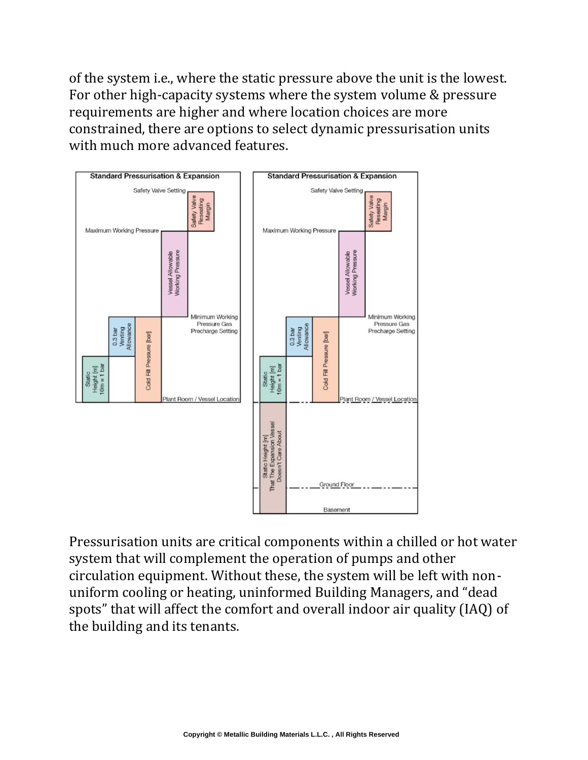of the system i.e., where the static pressure above the unit is the lowest. For other high-capacity systems where the system volume & pressure requirements are higher and where location choices are more constrained, there are options to select dynamic pressurisation units with much more advanced features.

Standard Pressurisation & Expansion

Safety Valve Setting

Safety Valve Reseating Margin

Maximum Working Pressure

Vessel Allowable Working Pressure

Minimum Working Pressure Gas Precharge Setting

0.3 bar Venting Allowance

Cold Fill Pressure [bar]

Static Height [m] 10m = 1 bar

Plant Room / Vessel Location

Standard Pressurisation & Expansion

Safety Valve Setting

Safety Valve Reseating Margin

Maximum Working Pressure

Vessel Allowable Working Pressure

Minimum Working Pressure Gas Precharge Setting

0.3 bar Venting Allowance

Cold Fill Pressure [bar]

Static Height [m] 10m = 1 bar

Plant Room / Vessel Location

Static Height [m] That The Expansion Vessel Doesn't Care About

Ground Floor

Basement

Pressurisation units are critical components within a chilled or hot water system that will complement the operation of pumps and other circulation equipment. Without these, the system will be left with non-uniform cooling or heating, uninformed Building Managers, and “dead spots” that will affect the comfort and overall indoor air quality (IAQ) of the building and its tenants.